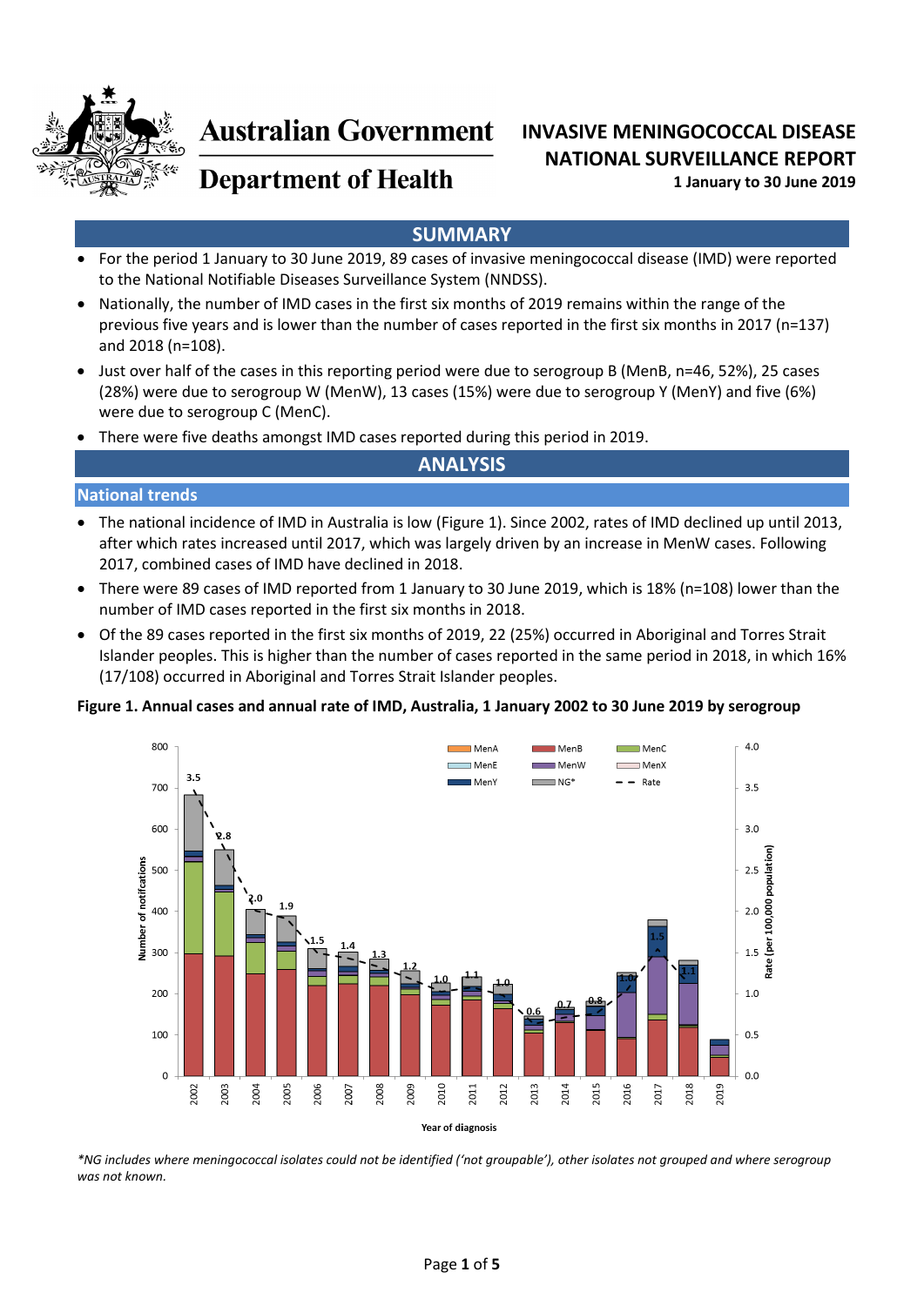Australian Government

Department of Health

# INVASIVE MENINGOCOCCAL DISEASE NATIONAL SURVEILLANCE REPORT

**1 January to 30 June 2019**

## SUMMARY

- For the period 1 January to 30 June 2019, 89 cases of invasive meningococcal disease (IMD) were reported to the National Notifiable Diseases Surveillance System (NNDSS).
- Nationally, the number of IMD cases in the first six months of 2019 remains within the range of the previous five years and is lower than the number of cases reported in the first six months in 2017 (n=137) and 2018 (n=108).
- Just over half of the cases in this reporting period were due to serogroup B (MenB, n=46, 52%), 25 cases (28%) were due to serogroup W (MenW), 13 cases (15%) were due to serogroup Y (MenY) and five (6%) were due to serogroup C (MenC).
- There were five deaths amongst IMD cases reported during this period in 2019.

## ANALYSIS

### National trends

- The national incidence of IMD in Australia is low (Figure 1). Since 2002, rates of IMD declined up until 2013, after which rates increased until 2017, which was largely driven by an increase in MenW cases. Following 2017, combined cases of IMD have declined in 2018.
- There were 89 cases of IMD reported from 1 January to 30 June 2019, which is 18% (n=108) lower than the number of IMD cases reported in the first six months in 2018.
- Of the 89 cases reported in the first six months of 2019, 22 (25%) occurred in Aboriginal and Torres Strait Islander peoples. This is higher than the number of cases reported in the same period in 2018, in which 16% (17/108) occurred in Aboriginal and Torres Strait Islander peoples.

**Figure 1. Annual cases and annual rate of IMD, Australia, 1 January 2002 to 30 June 2019 by serogroup**

*NG includes where meningococcal isolates could not be identified ('not groupable'), other isolates not grouped and where serogroup was not known.*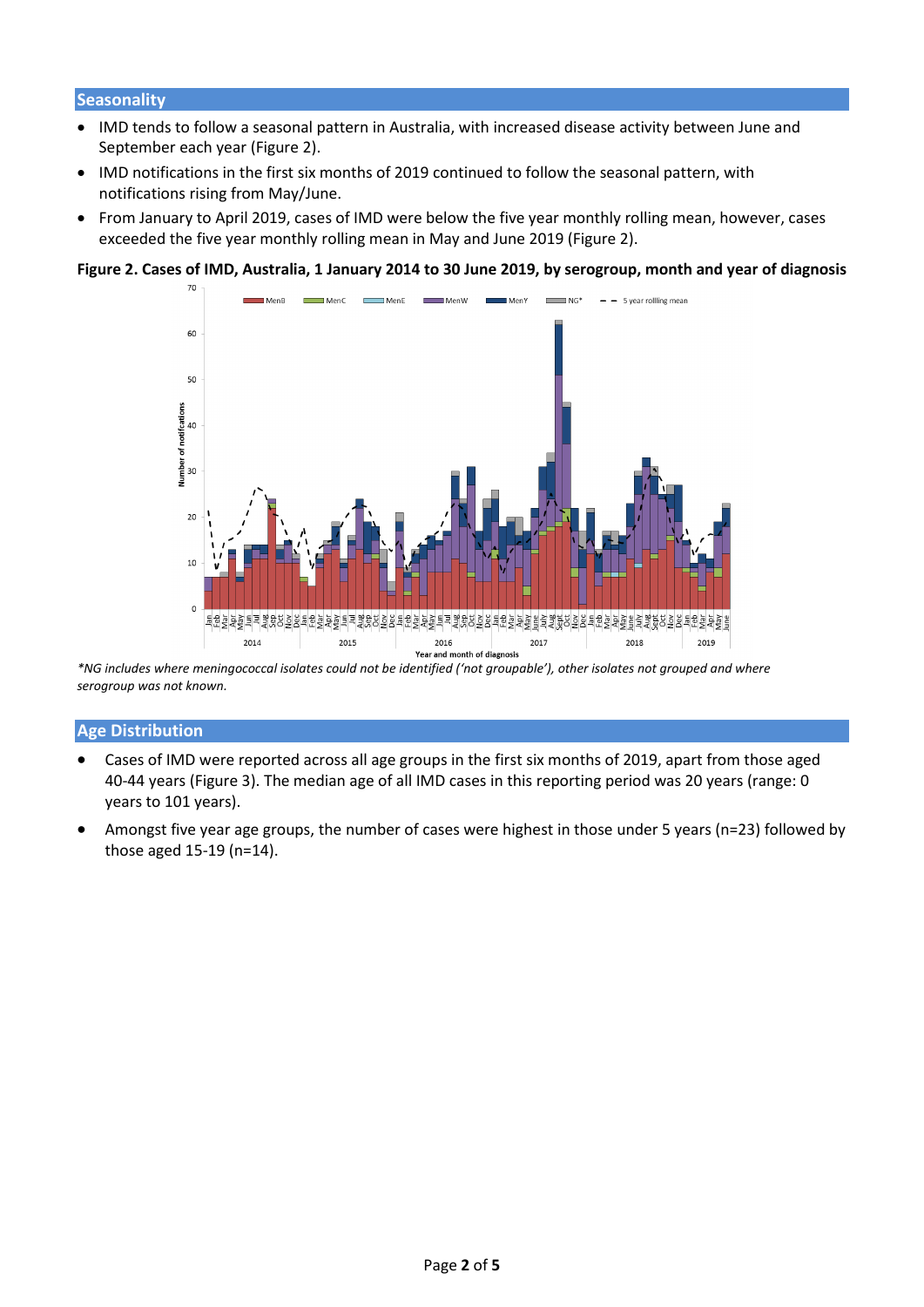## Seasonality

- IMD tends to follow a seasonal pattern in Australia, with increased disease activity between June and September each year (Figure 2).
- IMD notifications in the first six months of 2019 continued to follow the seasonal pattern, with notifications rising from May/June.
- From January to April 2019, cases of IMD were below the five year monthly rolling mean, however, cases exceeded the five year monthly rolling mean in May and June 2019 (Figure 2).

**Figure 2. Cases of IMD, Australia, 1 January 2014 to 30 June 2019, by serogroup, month and year of diagnosis**

*\*NG includes where meningococcal isolates could not be identified ('not groupable'), other isolates not grouped and where serogroup was not known.*

## Age Distribution

- Cases of IMD were reported across all age groups in the first six months of 2019, apart from those aged 40-44 years (Figure 3). The median age of all IMD cases in this reporting period was 20 years (range: 0 years to 101 years).
- Amongst five year age groups, the number of cases were highest in those under 5 years (n=23) followed by those aged 15-19 (n=14).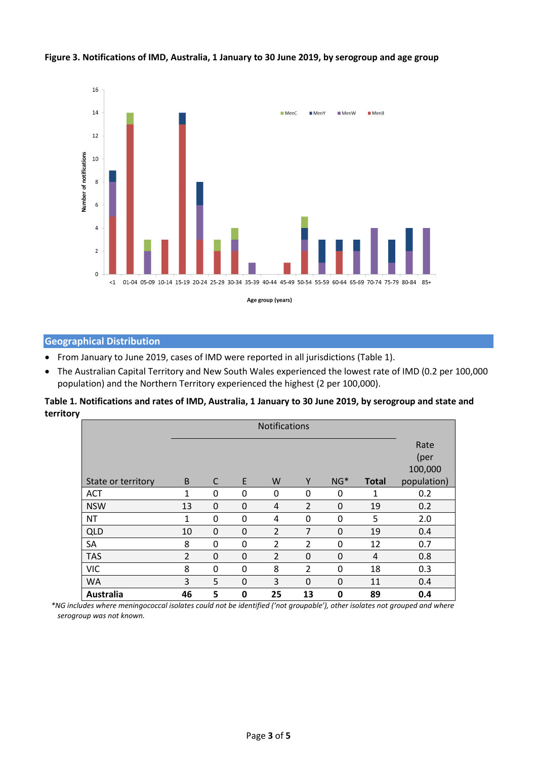**Figure 3. Notifications of IMD, Australia, 1 January to 30 June 2019, by serogroup and age group**

## Geographical Distribution

- From January to June 2019, cases of IMD were reported in all jurisdictions (Table 1).
- The Australian Capital Territory and New South Wales experienced the lowest rate of IMD (0.2 per 100,000 population) and the Northern Territory experienced the highest (2 per 100,000).

**Table 1. Notifications and rates of IMD, Australia, 1 January to 30 June 2019, by serogroup and state and territory**

| State or territory | Notifications | | | | | | | Rate (per 100,000 population) |
|---|---|---|---|---|---|---|---|---|
| | B | C | E | W | Y | NG* | **Total** | |
| ACT | 1 | 0 | 0 | 0 | 0 | 0 | 1 | 0.2 |
| NSW | 13 | 0 | 0 | 4 | 2 | 0 | 19 | 0.2 |
| NT | 1 | 0 | 0 | 4 | 0 | 0 | 5 | 2.0 |
| QLD | 10 | 0 | 0 | 2 | 7 | 0 | 19 | 0.4 |
| SA | 8 | 0 | 0 | 2 | 2 | 0 | 12 | 0.7 |
| TAS | 2 | 0 | 0 | 2 | 0 | 0 | 4 | 0.8 |
| VIC | 8 | 0 | 0 | 8 | 2 | 0 | 18 | 0.3 |
| WA | 3 | 5 | 0 | 3 | 0 | 0 | 11 | 0.4 |
| **Australia** | **46** | **5** | **0** | **25** | **13** | **0** | **89** | **0.4** |

*\*NG includes where meningococcal isolates could not be identified ('not groupable'), other isolates not grouped and where serogroup was not known.*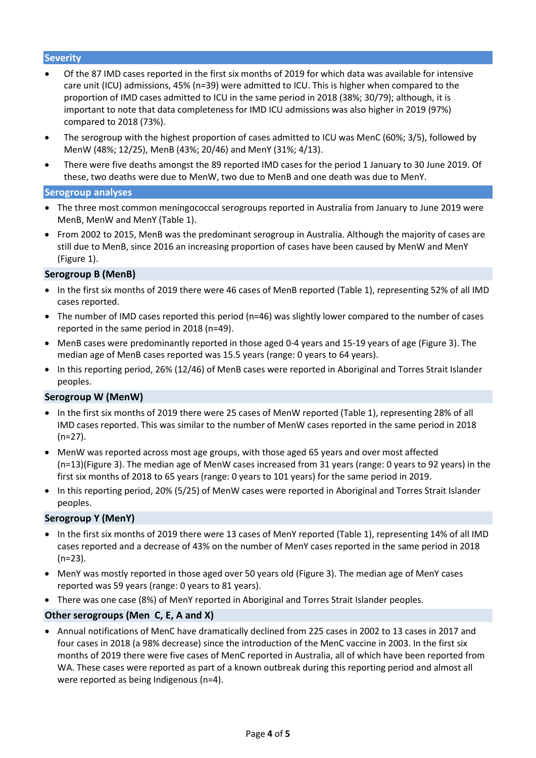## Severity

- Of the 87 IMD cases reported in the first six months of 2019 for which data was available for intensive care unit (ICU) admissions, 45% (n=39) were admitted to ICU. This is higher when compared to the proportion of IMD cases admitted to ICU in the same period in 2018 (38%; 30/79); although, it is important to note that data completeness for IMD ICU admissions was also higher in 2019 (97%) compared to 2018 (73%).
- The serogroup with the highest proportion of cases admitted to ICU was MenC (60%; 3/5), followed by MenW (48%; 12/25), MenB (43%; 20/46) and MenY (31%; 4/13).
- There were five deaths amongst the 89 reported IMD cases for the period 1 January to 30 June 2019. Of these, two deaths were due to MenW, two due to MenB and one death was due to MenY.

## Serogroup analyses

- The three most common meningococcal serogroups reported in Australia from January to June 2019 were MenB, MenW and MenY (Table 1).
- From 2002 to 2015, MenB was the predominant serogroup in Australia. Although the majority of cases are still due to MenB, since 2016 an increasing proportion of cases have been caused by MenW and MenY (Figure 1).

### Serogroup B (MenB)

- In the first six months of 2019 there were 46 cases of MenB reported (Table 1), representing 52% of all IMD cases reported.
- The number of IMD cases reported this period (n=46) was slightly lower compared to the number of cases reported in the same period in 2018 (n=49).
- MenB cases were predominantly reported in those aged 0-4 years and 15-19 years of age (Figure 3). The median age of MenB cases reported was 15.5 years (range: 0 years to 64 years).
- In this reporting period, 26% (12/46) of MenB cases were reported in Aboriginal and Torres Strait Islander peoples.

### Serogroup W (MenW)

- In the first six months of 2019 there were 25 cases of MenW reported (Table 1), representing 28% of all IMD cases reported. This was similar to the number of MenW cases reported in the same period in 2018 (n=27).
- MenW was reported across most age groups, with those aged 65 years and over most affected (n=13)(Figure 3). The median age of MenW cases increased from 31 years (range: 0 years to 92 years) in the first six months of 2018 to 65 years (range: 0 years to 101 years) for the same period in 2019.
- In this reporting period, 20% (5/25) of MenW cases were reported in Aboriginal and Torres Strait Islander peoples.

### Serogroup Y (MenY)

- In the first six months of 2019 there were 13 cases of MenY reported (Table 1), representing 14% of all IMD cases reported and a decrease of 43% on the number of MenY cases reported in the same period in 2018 (n=23).
- MenY was mostly reported in those aged over 50 years old (Figure 3). The median age of MenY cases reported was 59 years (range: 0 years to 81 years).
- There was one case (8%) of MenY reported in Aboriginal and Torres Strait Islander peoples.

### Other serogroups (Men C, E, A and X)

- Annual notifications of MenC have dramatically declined from 225 cases in 2002 to 13 cases in 2017 and four cases in 2018 (a 98% decrease) since the introduction of the MenC vaccine in 2003. In the first six months of 2019 there were five cases of MenC reported in Australia, all of which have been reported from WA. These cases were reported as part of a known outbreak during this reporting period and almost all were reported as being Indigenous (n=4).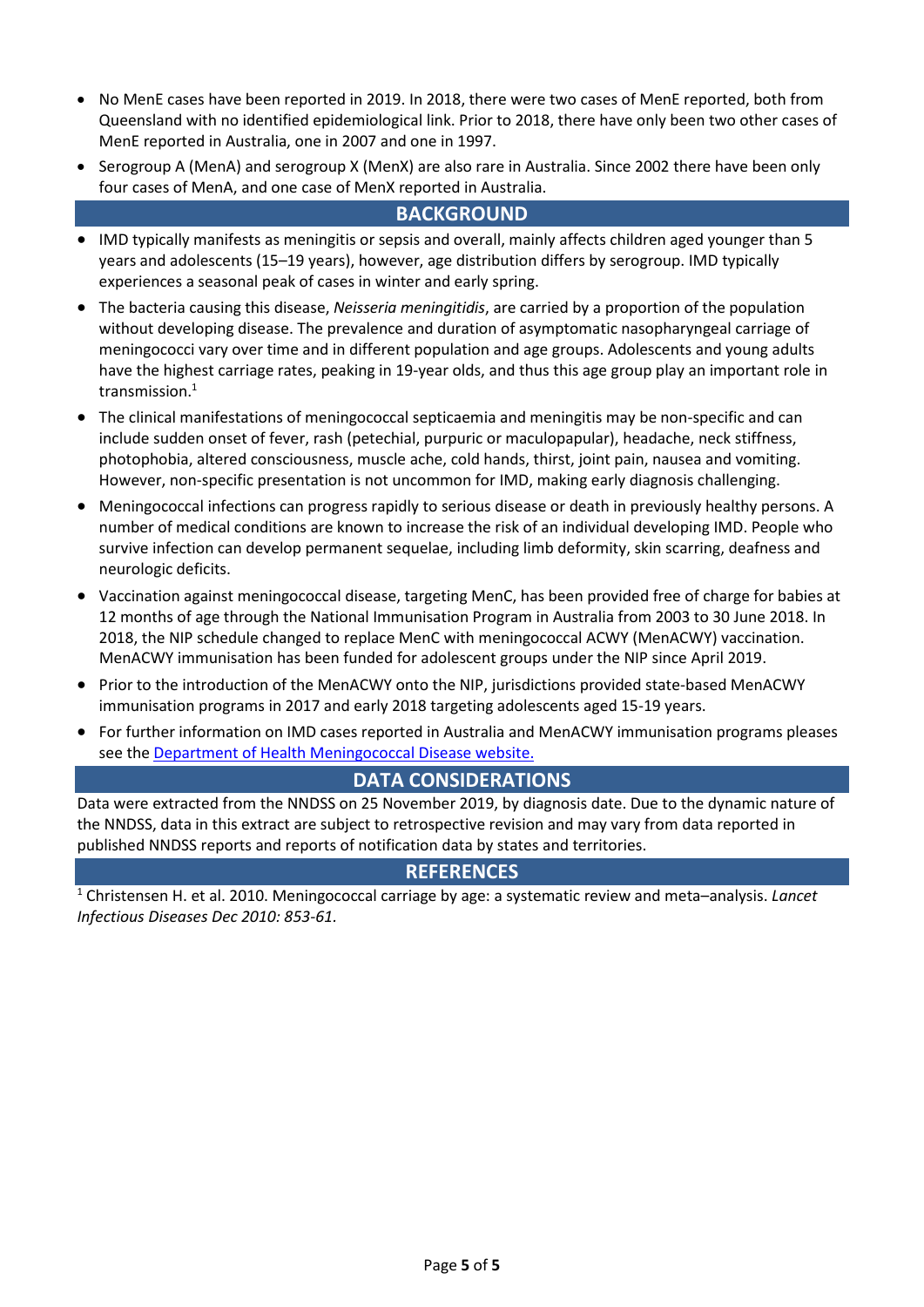- No MenE cases have been reported in 2019. In 2018, there were two cases of MenE reported, both from Queensland with no identified epidemiological link. Prior to 2018, there have only been two other cases of MenE reported in Australia, one in 2007 and one in 1997.
- Serogroup A (MenA) and serogroup X (MenX) are also rare in Australia. Since 2002 there have been only four cases of MenA, and one case of MenX reported in Australia.

## BACKGROUND

- IMD typically manifests as meningitis or sepsis and overall, mainly affects children aged younger than 5 years and adolescents (15–19 years), however, age distribution differs by serogroup. IMD typically experiences a seasonal peak of cases in winter and early spring.
- The bacteria causing this disease, *Neisseria meningitidis*, are carried by a proportion of the population without developing disease. The prevalence and duration of asymptomatic nasopharyngeal carriage of meningococci vary over time and in different population and age groups. Adolescents and young adults have the highest carriage rates, peaking in 19-year olds, and thus this age group play an important role in transmission.[1]
- The clinical manifestations of meningococcal septicaemia and meningitis may be non-specific and can include sudden onset of fever, rash (petechial, purpuric or maculopapular), headache, neck stiffness, photophobia, altered consciousness, muscle ache, cold hands, thirst, joint pain, nausea and vomiting. However, non-specific presentation is not uncommon for IMD, making early diagnosis challenging.
- Meningococcal infections can progress rapidly to serious disease or death in previously healthy persons. A number of medical conditions are known to increase the risk of an individual developing IMD. People who survive infection can develop permanent sequelae, including limb deformity, skin scarring, deafness and neurologic deficits.
- Vaccination against meningococcal disease, targeting MenC, has been provided free of charge for babies at 12 months of age through the National Immunisation Program in Australia from 2003 to 30 June 2018. In 2018, the NIP schedule changed to replace MenC with meningococcal ACWY (MenACWY) vaccination. MenACWY immunisation has been funded for adolescent groups under the NIP since April 2019.
- Prior to the introduction of the MenACWY onto the NIP, jurisdictions provided state-based MenACWY immunisation programs in 2017 and early 2018 targeting adolescents aged 15-19 years.
- For further information on IMD cases reported in Australia and MenACWY immunisation programs pleases see the Department of Health Meningococcal Disease website.

## DATA CONSIDERATIONS

Data were extracted from the NNDSS on 25 November 2019, by diagnosis date. Due to the dynamic nature of the NNDSS, data in this extract are subject to retrospective revision and may vary from data reported in published NNDSS reports and reports of notification data by states and territories.

## REFERENCES

[1] Christensen H. et al. 2010. Meningococcal carriage by age: a systematic review and meta–analysis. *Lancet Infectious Diseases Dec 2010: 853-61.*